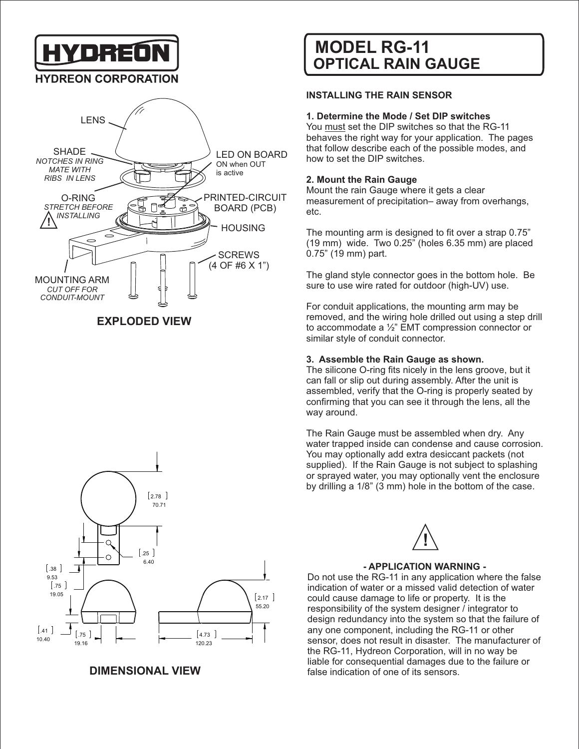# HYDREON

**HYDREON CORPORATION**

LENS

SHADE
*NOTCHES IN RING MATE WITH RIBS IN LENS*

LED ON BOARD
ON when OUT is active

O-RING
*STRETCH BEFORE INSTALLING*

PRINTED-CIRCUIT BOARD (PCB)

HOUSING

SCREWS
(4 OF #6 X 1")

MOUNTING ARM
*CUT OFF FOR CONDUIT-MOUNT*

**EXPLODED VIEW**

[2.78] 70.71

[.25] 6.40

[.38] 9.53

[.75] 19.05

[2.17] 55.20

[.41] 10.40

[.75] 19.16

[4.73] 120.23

**DIMENSIONAL VIEW**

# MODEL RG-11 OPTICAL RAIN GAUGE

## INSTALLING THE RAIN SENSOR

### 1. Determine the Mode / Set DIP switches

You must set the DIP switches so that the RG-11 behaves the right way for your application. The pages that follow describe each of the possible modes, and how to set the DIP switches.

### 2. Mount the Rain Gauge

Mount the rain Gauge where it gets a clear measurement of precipitation– away from overhangs, etc.

The mounting arm is designed to fit over a strap 0.75" (19 mm) wide. Two 0.25" (holes 6.35 mm) are placed 0.75" (19 mm) part.

The gland style connector goes in the bottom hole. Be sure to use wire rated for outdoor (high-UV) use.

For conduit applications, the mounting arm may be removed, and the wiring hole drilled out using a step drill to accommodate a ½" EMT compression connector or similar style of conduit connector.

### 3. Assemble the Rain Gauge as shown.

The silicone O-ring fits nicely in the lens groove, but it can fall or slip out during assembly. After the unit is assembled, verify that the O-ring is properly seated by confirming that you can see it through the lens, all the way around.

The Rain Gauge must be assembled when dry. Any water trapped inside can condense and cause corrosion. You may optionally add extra desiccant packets (not supplied). If the Rain Gauge is not subject to splashing or sprayed water, you may optionally vent the enclosure by drilling a 1/8" (3 mm) hole in the bottom of the case.

**- APPLICATION WARNING -**

Do not use the RG-11 in any application where the false indication of water or a missed valid detection of water could cause damage to life or property. It is the responsibility of the system designer / integrator to design redundancy into the system so that the failure of any one component, including the RG-11 or other sensor, does not result in disaster. The manufacturer of the RG-11, Hydreon Corporation, will in no way be liable for consequential damages due to the failure or false indication of one of its sensors.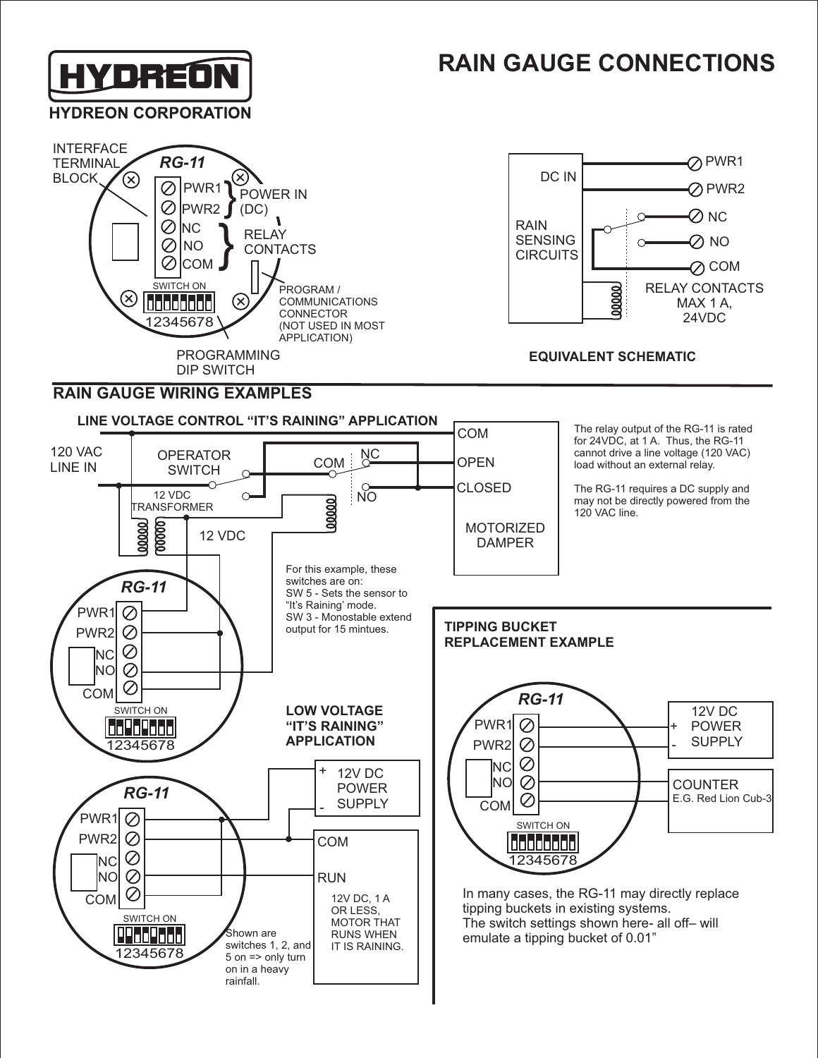# RAIN GAUGE CONNECTIONS

**HYDREON CORPORATION**

**RG-11**

INTERFACE TERMINAL BLOCK

PWR1, PWR2 — POWER IN (DC)

NC, NO, COM — RELAY CONTACTS

SWITCH ON 12345678

PROGRAMMING DIP SWITCH

PROGRAM / COMMUNICATIONS CONNECTOR (NOT USED IN MOST APPLICATION)

DC IN — PWR1, PWR2

RAIN SENSING CIRCUITS — NC, NO, COM

RELAY CONTACTS MAX 1 A, 24VDC

**EQUIVALENT SCHEMATIC**

## RAIN GAUGE WIRING EXAMPLES

### LINE VOLTAGE CONTROL "IT'S RAINING" APPLICATION

120 VAC LINE IN

OPERATOR SWITCH

12 VDC TRANSFORMER

12 VDC

COM, NC, NO

MOTORIZED DAMPER: COM, OPEN, CLOSED

The relay output of the RG-11 is rated for 24VDC, at 1 A. Thus, the RG-11 cannot drive a line voltage (120 VAC) load without an external relay.

The RG-11 requires a DC supply and may not be directly powered from the 120 VAC line.

For this example, these switches are on:
SW 5 - Sets the sensor to "It's Raining' mode.
SW 3 - Monostable extend output for 15 mintues.

### LOW VOLTAGE "IT'S RAINING" APPLICATION

12V DC POWER SUPPLY (+, -)

COM, RUN — 12V DC, 1 A OR LESS, MOTOR THAT RUNS WHEN IT IS RAINING.

Shown are switches 1, 2, and 5 on => only turn on in a heavy rainfall.

### TIPPING BUCKET REPLACEMENT EXAMPLE

12V DC POWER SUPPLY (+, -)

COUNTER E.G. Red Lion Cub-3

In many cases, the RG-11 may directly replace tipping buckets in existing systems.
The switch settings shown here- all off– will emulate a tipping bucket of 0.01"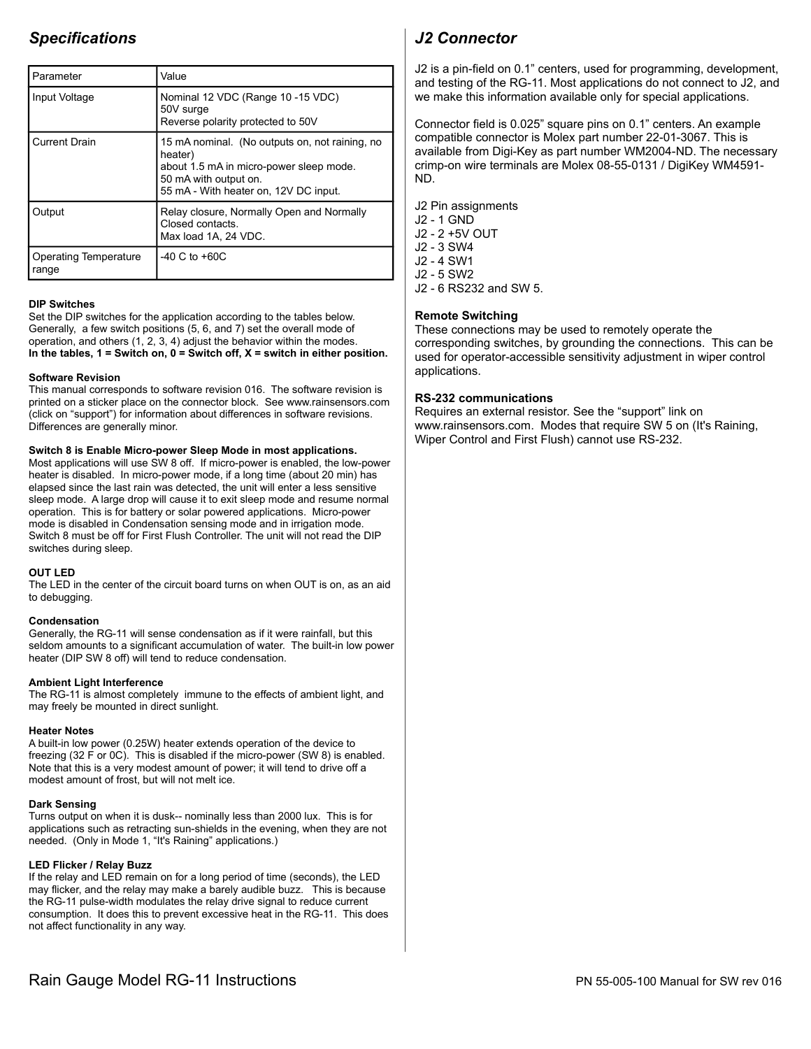## *Specifications*

| Parameter | Value |
|---|---|
| Input Voltage | Nominal 12 VDC (Range 10 -15 VDC)<br>50V surge<br>Reverse polarity protected to 50V |
| Current Drain | 15 mA nominal. (No outputs on, not raining, no heater)<br>about 1.5 mA in micro-power sleep mode.<br>50 mA with output on.<br>55 mA - With heater on, 12V DC input. |
| Output | Relay closure, Normally Open and Normally Closed contacts.<br>Max load 1A, 24 VDC. |
| Operating Temperature range | -40 C to +60C |

**DIP Switches**
Set the DIP switches for the application according to the tables below. Generally, a few switch positions (5, 6, and 7) set the overall mode of operation, and others (1, 2, 3, 4) adjust the behavior within the modes.
**In the tables, 1 = Switch on, 0 = Switch off, X = switch in either position.**

**Software Revision**
This manual corresponds to software revision 016. The software revision is printed on a sticker place on the connector block. See www.rainsensors.com (click on “support”) for information about differences in software revisions. Differences are generally minor.

**Switch 8 is Enable Micro-power Sleep Mode in most applications.**
Most applications will use SW 8 off. If micro-power is enabled, the low-power heater is disabled. In micro-power mode, if a long time (about 20 min) has elapsed since the last rain was detected, the unit will enter a less sensitive sleep mode. A large drop will cause it to exit sleep mode and resume normal operation. This is for battery or solar powered applications. Micro-power mode is disabled in Condensation sensing mode and in irrigation mode. Switch 8 must be off for First Flush Controller. The unit will not read the DIP switches during sleep.

**OUT LED**
The LED in the center of the circuit board turns on when OUT is on, as an aid to debugging.

**Condensation**
Generally, the RG-11 will sense condensation as if it were rainfall, but this seldom amounts to a significant accumulation of water. The built-in low power heater (DIP SW 8 off) will tend to reduce condensation.

**Ambient Light Interference**
The RG-11 is almost completely immune to the effects of ambient light, and may freely be mounted in direct sunlight.

**Heater Notes**
A built-in low power (0.25W) heater extends operation of the device to freezing (32 F or 0C). This is disabled if the micro-power (SW 8) is enabled. Note that this is a very modest amount of power; it will tend to drive off a modest amount of frost, but will not melt ice.

**Dark Sensing**
Turns output on when it is dusk-- nominally less than 2000 lux. This is for applications such as retracting sun-shields in the evening, when they are not needed. (Only in Mode 1, “It's Raining” applications.)

**LED Flicker / Relay Buzz**
If the relay and LED remain on for a long period of time (seconds), the LED may flicker, and the relay may make a barely audible buzz. This is because the RG-11 pulse-width modulates the relay drive signal to reduce current consumption. It does this to prevent excessive heat in the RG-11. This does not affect functionality in any way.

## *J2 Connector*

J2 is a pin-field on 0.1” centers, used for programming, development, and testing of the RG-11. Most applications do not connect to J2, and we make this information available only for special applications.

Connector field is 0.025” square pins on 0.1” centers. An example compatible connector is Molex part number 22-01-3067. This is available from Digi-Key as part number WM2004-ND. The necessary crimp-on wire terminals are Molex 08-55-0131 / DigiKey WM4591-ND.

J2 Pin assignments
J2 - 1 GND
J2 - 2 +5V OUT
J2 - 3 SW4
J2 - 4 SW1
J2 - 5 SW2
J2 - 6 RS232 and SW 5.

**Remote Switching**
These connections may be used to remotely operate the corresponding switches, by grounding the connections. This can be used for operator-accessible sensitivity adjustment in wiper control applications.

**RS-232 communications**
Requires an external resistor. See the “support” link on www.rainsensors.com. Modes that require SW 5 on (It's Raining, Wiper Control and First Flush) cannot use RS-232.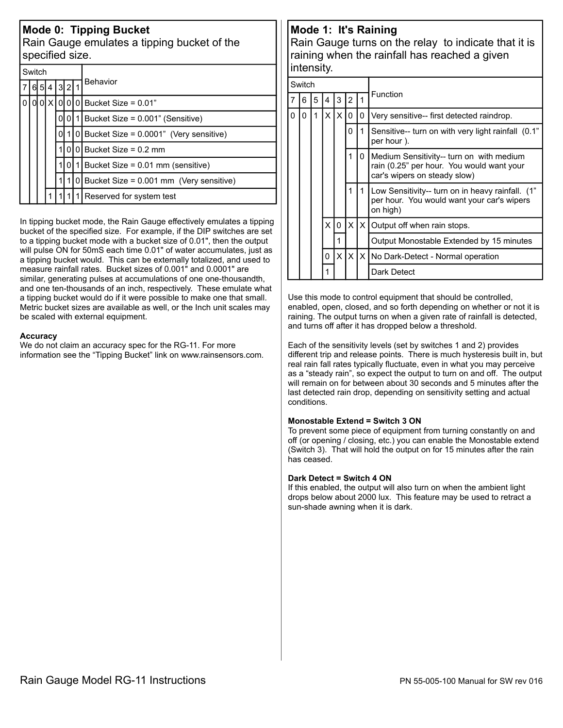## Mode 0: Tipping Bucket

Rain Gauge emulates a tipping bucket of the specified size.

| Switch 7 | 6 | 5 | 4 | 3 | 2 | 1 | Behavior |
|---|---|---|---|---|---|---|---|
| 0 | 0 | 0 | X | 0 | 0 | 0 | Bucket Size = 0.01” |
| | | | | 0 | 0 | 1 | Bucket Size = 0.001” (Sensitive) |
| | | | | 0 | 1 | 0 | Bucket Size = 0.0001” (Very sensitive) |
| | | | | 1 | 0 | 0 | Bucket Size = 0.2 mm |
| | | | | 1 | 0 | 1 | Bucket Size = 0.01 mm (sensitive) |
| | | | | 1 | 1 | 0 | Bucket Size = 0.001 mm (Very sensitive) |
| | | | 1 | 1 | 1 | 1 | Reserved for system test |

In tipping bucket mode, the Rain Gauge effectively emulates a tipping bucket of the specified size. For example, if the DIP switches are set to a tipping bucket mode with a bucket size of 0.01", then the output will pulse ON for 50mS each time 0.01" of water accumulates, just as a tipping bucket would. This can be externally totalized, and used to measure rainfall rates. Bucket sizes of 0.001" and 0.0001" are similar, generating pulses at accumulations of one one-thousandth, and one ten-thousands of an inch, respectively. These emulate what a tipping bucket would do if it were possible to make one that small. Metric bucket sizes are available as well, or the Inch unit scales may be scaled with external equipment.

**Accuracy**

We do not claim an accuracy spec for the RG-11. For more information see the “Tipping Bucket” link on www.rainsensors.com.

## Mode 1: It's Raining

Rain Gauge turns on the relay to indicate that it is raining when the rainfall has reached a given intensity.

| Switch 7 | 6 | 5 | 4 | 3 | 2 | 1 | Function |
|---|---|---|---|---|---|---|---|
| 0 | 0 | 1 | X | X | 0 | 0 | Very sensitive-- first detected raindrop. |
| | | | | | 0 | 1 | Sensitive-- turn on with very light rainfall (0.1” per hour ). |
| | | | | | 1 | 0 | Medium Sensitivity-- turn on with medium rain (0.25” per hour. You would want your car's wipers on steady slow) |
| | | | | | 1 | 1 | Low Sensitivity-- turn on in heavy rainfall. (1” per hour. You would want your car's wipers on high) |
| | | | X | 0 | X | X | Output off when rain stops. |
| | | | | 1 | | | Output Monostable Extended by 15 minutes |
| | | | 0 | X | X | X | No Dark-Detect - Normal operation |
| | | | 1 | | | | Dark Detect |

Use this mode to control equipment that should be controlled, enabled, open, closed, and so forth depending on whether or not it is raining. The output turns on when a given rate of rainfall is detected, and turns off after it has dropped below a threshold.

Each of the sensitivity levels (set by switches 1 and 2) provides different trip and release points. There is much hysteresis built in, but real rain fall rates typically fluctuate, even in what you may perceive as a “steady rain”, so expect the output to turn on and off. The output will remain on for between about 30 seconds and 5 minutes after the last detected rain drop, depending on sensitivity setting and actual conditions.

**Monostable Extend = Switch 3 ON**

To prevent some piece of equipment from turning constantly on and off (or opening / closing, etc.) you can enable the Monostable extend (Switch 3). That will hold the output on for 15 minutes after the rain has ceased.

**Dark Detect = Switch 4 ON**

If this enabled, the output will also turn on when the ambient light drops below about 2000 lux. This feature may be used to retract a sun-shade awning when it is dark.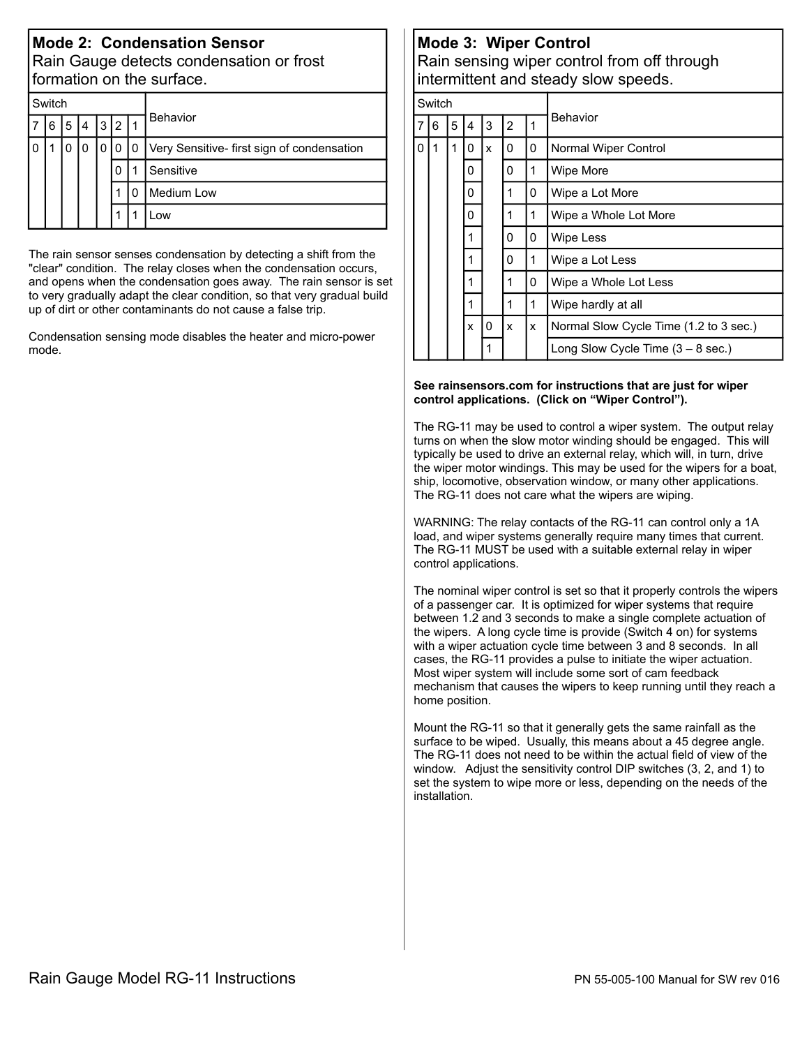## Mode 2: Condensation Sensor

Rain Gauge detects condensation or frost formation on the surface.

| Switch | | | | | | | Behavior |
|---|---|---|---|---|---|---|---|
| 7 | 6 | 5 | 4 | 3 | 2 | 1 | |
| 0 | 1 | 0 | 0 | 0 | 0 | 0 | Very Sensitive- first sign of condensation |
| | | | | | 0 | 1 | Sensitive |
| | | | | | 1 | 0 | Medium Low |
| | | | | | 1 | 1 | Low |

The rain sensor senses condensation by detecting a shift from the "clear" condition. The relay closes when the condensation occurs, and opens when the condensation goes away. The rain sensor is set to very gradually adapt the clear condition, so that very gradual build up of dirt or other contaminants do not cause a false trip.

Condensation sensing mode disables the heater and micro-power mode.

## Mode 3: Wiper Control

Rain sensing wiper control from off through intermittent and steady slow speeds.

| Switch | | | | | | | Behavior |
|---|---|---|---|---|---|---|---|
| 7 | 6 | 5 | 4 | 3 | 2 | 1 | |
| 0 | 1 | 1 | 0 | x | 0 | 0 | Normal Wiper Control |
| | | | 0 | | 0 | 1 | Wipe More |
| | | | 0 | | 1 | 0 | Wipe a Lot More |
| | | | 0 | | 1 | 1 | Wipe a Whole Lot More |
| | | | 1 | | 0 | 0 | Wipe Less |
| | | | 1 | | 0 | 1 | Wipe a Lot Less |
| | | | 1 | | 1 | 0 | Wipe a Whole Lot Less |
| | | | 1 | | 1 | 1 | Wipe hardly at all |
| | | | x | 0 | x | x | Normal Slow Cycle Time (1.2 to 3 sec.) |
| | | | | 1 | | | Long Slow Cycle Time (3 – 8 sec.) |

**See rainsensors.com for instructions that are just for wiper control applications. (Click on "Wiper Control").**

The RG-11 may be used to control a wiper system. The output relay turns on when the slow motor winding should be engaged. This will typically be used to drive an external relay, which will, in turn, drive the wiper motor windings. This may be used for the wipers for a boat, ship, locomotive, observation window, or many other applications. The RG-11 does not care what the wipers are wiping.

WARNING: The relay contacts of the RG-11 can control only a 1A load, and wiper systems generally require many times that current. The RG-11 MUST be used with a suitable external relay in wiper control applications.

The nominal wiper control is set so that it properly controls the wipers of a passenger car. It is optimized for wiper systems that require between 1.2 and 3 seconds to make a single complete actuation of the wipers. A long cycle time is provide (Switch 4 on) for systems with a wiper actuation cycle time between 3 and 8 seconds. In all cases, the RG-11 provides a pulse to initiate the wiper actuation. Most wiper system will include some sort of cam feedback mechanism that causes the wipers to keep running until they reach a home position.

Mount the RG-11 so that it generally gets the same rainfall as the surface to be wiped. Usually, this means about a 45 degree angle. The RG-11 does not need to be within the actual field of view of the window. Adjust the sensitivity control DIP switches (3, 2, and 1) to set the system to wipe more or less, depending on the needs of the installation.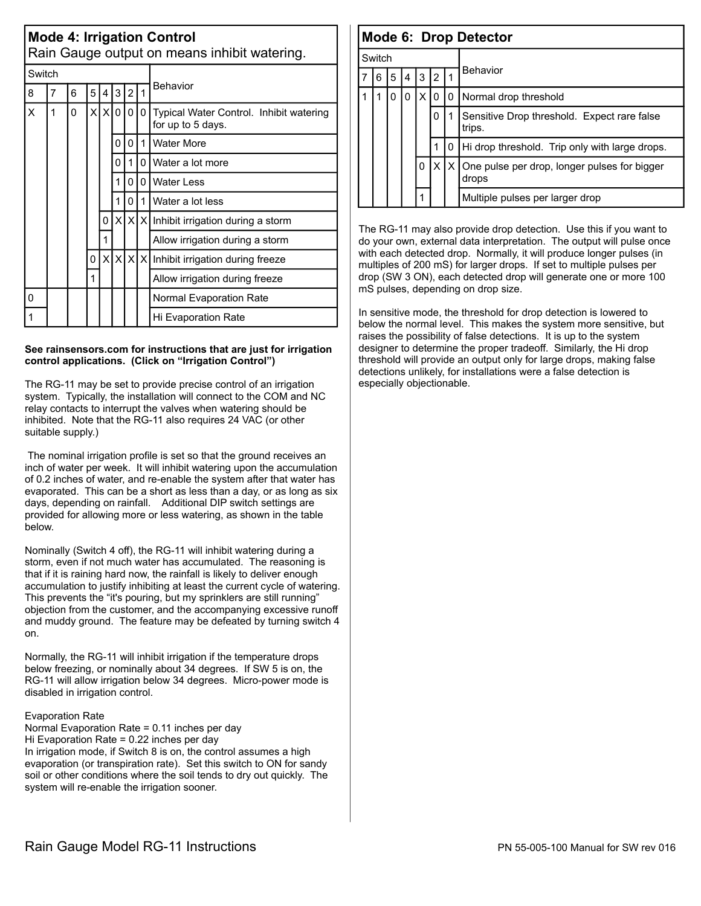## Mode 4: Irrigation Control

Rain Gauge output on means inhibit watering.

| Switch | | | | | | | | Behavior |
|---|---|---|---|---|---|---|---|---|
| 8 | 7 | 6 | 5 | 4 | 3 | 2 | 1 | |
| X | 1 | 0 | X | X | 0 | 0 | 0 | Typical Water Control. Inhibit watering for up to 5 days. |
| | | | | | 0 | 0 | 1 | Water More |
| | | | | | 0 | 1 | 0 | Water a lot more |
| | | | | | 1 | 0 | 0 | Water Less |
| | | | | | 1 | 0 | 1 | Water a lot less |
| | | | | 0 | X | X | X | Inhibit irrigation during a storm |
| | | | | 1 | | | | Allow irrigation during a storm |
| | | | 0 | X | X | X | X | Inhibit irrigation during freeze |
| | | | 1 | | | | | Allow irrigation during freeze |
| 0 | | | | | | | | Normal Evaporation Rate |
| 1 | | | | | | | | Hi Evaporation Rate |

**See rainsensors.com for instructions that are just for irrigation control applications. (Click on "Irrigation Control")**

The RG-11 may be set to provide precise control of an irrigation system. Typically, the installation will connect to the COM and NC relay contacts to interrupt the valves when watering should be inhibited. Note that the RG-11 also requires 24 VAC (or other suitable supply.)

The nominal irrigation profile is set so that the ground receives an inch of water per week. It will inhibit watering upon the accumulation of 0.2 inches of water, and re-enable the system after that water has evaporated. This can be a short as less than a day, or as long as six days, depending on rainfall. Additional DIP switch settings are provided for allowing more or less watering, as shown in the table below.

Nominally (Switch 4 off), the RG-11 will inhibit watering during a storm, even if not much water has accumulated. The reasoning is that if it is raining hard now, the rainfall is likely to deliver enough accumulation to justify inhibiting at least the current cycle of watering. This prevents the "it's pouring, but my sprinklers are still running" objection from the customer, and the accompanying excessive runoff and muddy ground. The feature may be defeated by turning switch 4 on.

Normally, the RG-11 will inhibit irrigation if the temperature drops below freezing, or nominally about 34 degrees. If SW 5 is on, the RG-11 will allow irrigation below 34 degrees. Micro-power mode is disabled in irrigation control.

Evaporation Rate
Normal Evaporation Rate = 0.11 inches per day
Hi Evaporation Rate = 0.22 inches per day
In irrigation mode, if Switch 8 is on, the control assumes a high evaporation (or transpiration rate). Set this switch to ON for sandy soil or other conditions where the soil tends to dry out quickly. The system will re-enable the irrigation sooner.

## Mode 6: Drop Detector

| Switch | | | | | | | Behavior |
|---|---|---|---|---|---|---|---|
| 7 | 6 | 5 | 4 | 3 | 2 | 1 | |
| 1 | 1 | 0 | 0 | X | 0 | 0 | Normal drop threshold |
| | | | | | 0 | 1 | Sensitive Drop threshold. Expect rare false trips. |
| | | | | | 1 | 0 | Hi drop threshold. Trip only with large drops. |
| | | | | 0 | X | X | One pulse per drop, longer pulses for bigger drops |
| | | | | 1 | | | Multiple pulses per larger drop |

The RG-11 may also provide drop detection. Use this if you want to do your own, external data interpretation. The output will pulse once with each detected drop. Normally, it will produce longer pulses (in multiples of 200 mS) for larger drops. If set to multiple pulses per drop (SW 3 ON), each detected drop will generate one or more 100 mS pulses, depending on drop size.

In sensitive mode, the threshold for drop detection is lowered to below the normal level. This makes the system more sensitive, but raises the possibility of false detections. It is up to the system designer to determine the proper tradeoff. Similarly, the Hi drop threshold will provide an output only for large drops, making false detections unlikely, for installations were a false detection is especially objectionable.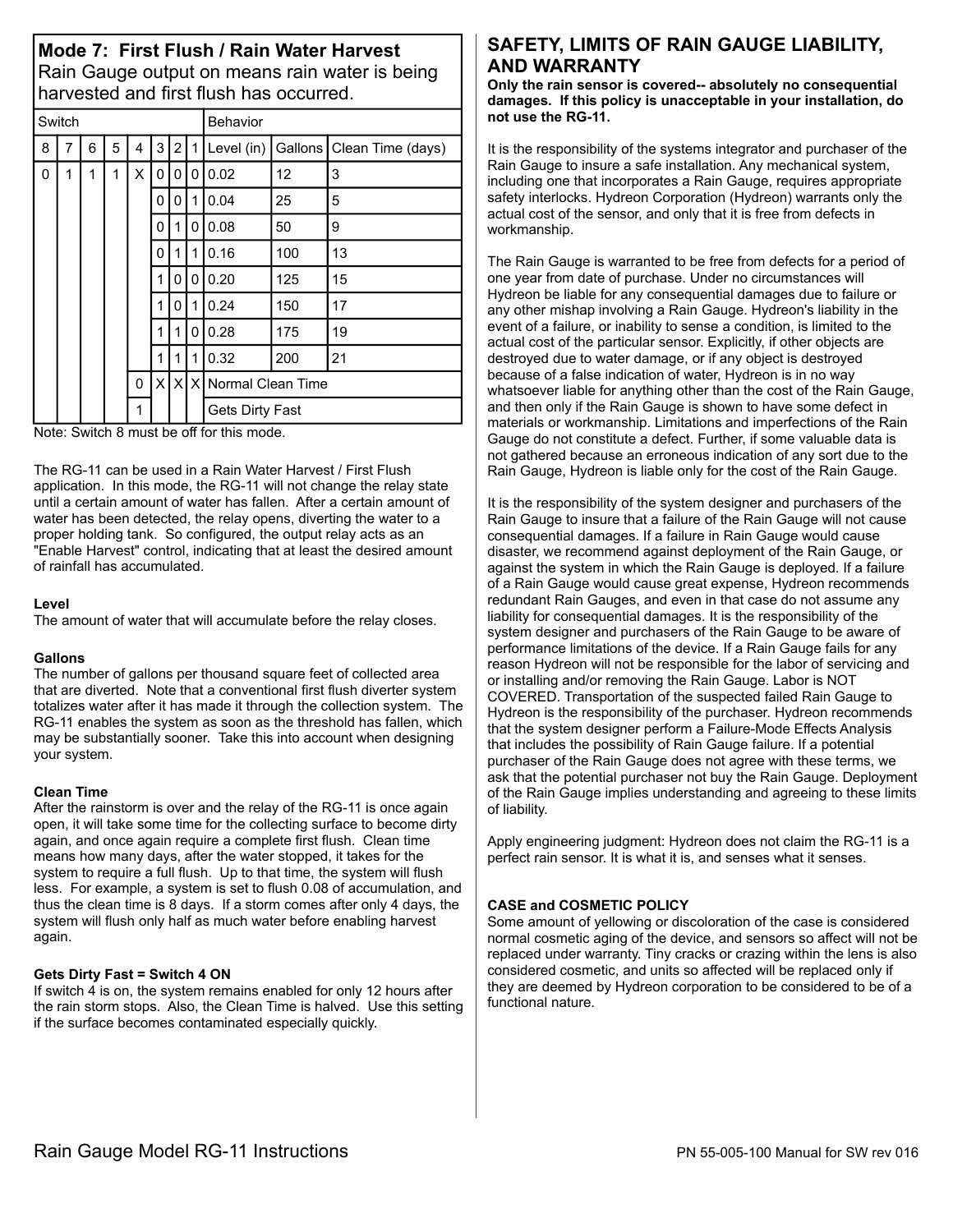## Mode 7: First Flush / Rain Water Harvest

Rain Gauge output on means rain water is being harvested and first flush has occurred.

| Switch | | | | | | | | Behavior | | |
|---|---|---|---|---|---|---|---|---|---|---|
| 8 | 7 | 6 | 5 | 4 | 3 | 2 | 1 | Level (in) | Gallons | Clean Time (days) |
| 0 | 1 | 1 | 1 | X | 0 | 0 | 0 | 0.02 | 12 | 3 |
| | | | | | 0 | 0 | 1 | 0.04 | 25 | 5 |
| | | | | | 0 | 1 | 0 | 0.08 | 50 | 9 |
| | | | | | 0 | 1 | 1 | 0.16 | 100 | 13 |
| | | | | | 1 | 0 | 0 | 0.20 | 125 | 15 |
| | | | | | 1 | 0 | 1 | 0.24 | 150 | 17 |
| | | | | | 1 | 1 | 0 | 0.28 | 175 | 19 |
| | | | | | 1 | 1 | 1 | 0.32 | 200 | 21 |
| | | | | 0 | X | X | X | Normal Clean Time | | |
| | | | | 1 | | | | Gets Dirty Fast | | |

Note: Switch 8 must be off for this mode.

The RG-11 can be used in a Rain Water Harvest / First Flush application. In this mode, the RG-11 will not change the relay state until a certain amount of water has fallen. After a certain amount of water has been detected, the relay opens, diverting the water to a proper holding tank. So configured, the output relay acts as an "Enable Harvest" control, indicating that at least the desired amount of rainfall has accumulated.

**Level**

The amount of water that will accumulate before the relay closes.

**Gallons**

The number of gallons per thousand square feet of collected area that are diverted. Note that a conventional first flush diverter system totalizes water after it has made it through the collection system. The RG-11 enables the system as soon as the threshold has fallen, which may be substantially sooner. Take this into account when designing your system.

**Clean Time**

After the rainstorm is over and the relay of the RG-11 is once again open, it will take some time for the collecting surface to become dirty again, and once again require a complete first flush. Clean time means how many days, after the water stopped, it takes for the system to require a full flush. Up to that time, the system will flush less. For example, a system is set to flush 0.08 of accumulation, and thus the clean time is 8 days. If a storm comes after only 4 days, the system will flush only half as much water before enabling harvest again.

**Gets Dirty Fast = Switch 4 ON**

If switch 4 is on, the system remains enabled for only 12 hours after the rain storm stops. Also, the Clean Time is halved. Use this setting if the surface becomes contaminated especially quickly.

## SAFETY, LIMITS OF RAIN GAUGE LIABILITY, AND WARRANTY

**Only the rain sensor is covered-- absolutely no consequential damages. If this policy is unacceptable in your installation, do not use the RG-11.**

It is the responsibility of the systems integrator and purchaser of the Rain Gauge to insure a safe installation. Any mechanical system, including one that incorporates a Rain Gauge, requires appropriate safety interlocks. Hydreon Corporation (Hydreon) warrants only the actual cost of the sensor, and only that it is free from defects in workmanship.

The Rain Gauge is warranted to be free from defects for a period of one year from date of purchase. Under no circumstances will Hydreon be liable for any consequential damages due to failure or any other mishap involving a Rain Gauge. Hydreon's liability in the event of a failure, or inability to sense a condition, is limited to the actual cost of the particular sensor. Explicitly, if other objects are destroyed due to water damage, or if any object is destroyed because of a false indication of water, Hydreon is in no way whatsoever liable for anything other than the cost of the Rain Gauge, and then only if the Rain Gauge is shown to have some defect in materials or workmanship. Limitations and imperfections of the Rain Gauge do not constitute a defect. Further, if some valuable data is not gathered because an erroneous indication of any sort due to the Rain Gauge, Hydreon is liable only for the cost of the Rain Gauge.

It is the responsibility of the system designer and purchasers of the Rain Gauge to insure that a failure of the Rain Gauge will not cause consequential damages. If a failure in Rain Gauge would cause disaster, we recommend against deployment of the Rain Gauge, or against the system in which the Rain Gauge is deployed. If a failure of a Rain Gauge would cause great expense, Hydreon recommends redundant Rain Gauges, and even in that case do not assume any liability for consequential damages. It is the responsibility of the system designer and purchasers of the Rain Gauge to be aware of performance limitations of the device. If a Rain Gauge fails for any reason Hydreon will not be responsible for the labor of servicing and or installing and/or removing the Rain Gauge. Labor is NOT COVERED. Transportation of the suspected failed Rain Gauge to Hydreon is the responsibility of the purchaser. Hydreon recommends that the system designer perform a Failure-Mode Effects Analysis that includes the possibility of Rain Gauge failure. If a potential purchaser of the Rain Gauge does not agree with these terms, we ask that the potential purchaser not buy the Rain Gauge. Deployment of the Rain Gauge implies understanding and agreeing to these limits of liability.

Apply engineering judgment: Hydreon does not claim the RG-11 is a perfect rain sensor. It is what it is, and senses what it senses.

**CASE and COSMETIC POLICY**

Some amount of yellowing or discoloration of the case is considered normal cosmetic aging of the device, and sensors so affect will not be replaced under warranty. Tiny cracks or crazing within the lens is also considered cosmetic, and units so affected will be replaced only if they are deemed by Hydreon corporation to be considered to be of a functional nature.